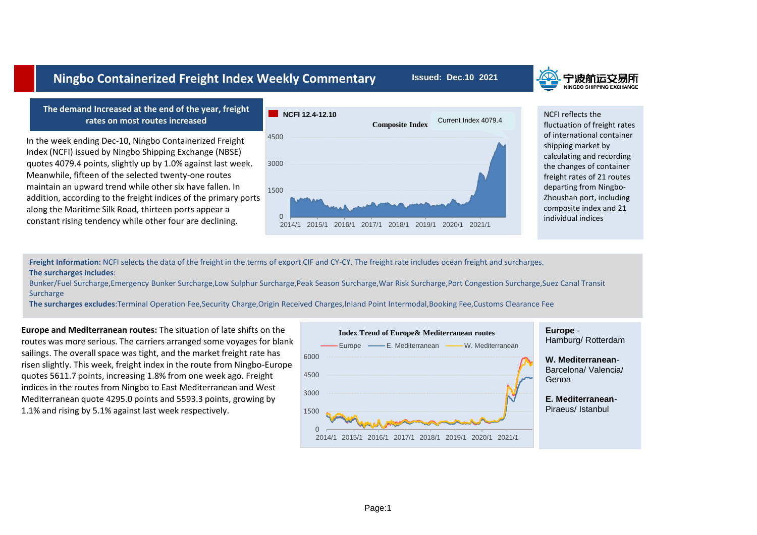# Ningbo Containerized Freight Index Weekly Commentary

Issued: Dec.10 2021

宁波航运交易所 NINGBO SHIPPING EXCHANGE

## The demand Increased at the end of the year, freight rates on most routes increased

In the week ending Dec-10, Ningbo Containerized Freight Index (NCFI) issued by Ningbo Shipping Exchange (NBSE) quotes 4079.4 points, slightly up by 1.0% against last week. Meanwhile, fifteen of the selected twenty-one routes maintain an upward trend while other six have fallen. In addition, according to the freight indices of the primary ports along the Maritime Silk Road, thirteen ports appear a constant rising tendency while other four are declining.

NCFI 12.4-12.10

Composite Index

Current Index 4079.4

NCFI reflects the fluctuation of freight rates of international container shipping market by calculating and recording the changes of container freight rates of 21 routes departing from Ningbo-Zhoushan port, including composite index and 21 individual indices

**Freight Information:** NCFI selects the data of the freight in the terms of export CIF and CY-CY. The freight rate includes ocean freight and surcharges.

**The surcharges includes**:

Bunker/Fuel Surcharge,Emergency Bunker Surcharge,Low Sulphur Surcharge,Peak Season Surcharge,War Risk Surcharge,Port Congestion Surcharge,Suez Canal Transit Surcharge

**The surcharges excludes**:Terminal Operation Fee,Security Charge,Origin Received Charges,Inland Point Intermodal,Booking Fee,Customs Clearance Fee

**Europe and Mediterranean routes:** The situation of late shifts on the routes was more serious. The carriers arranged some voyages for blank sailings. The overall space was tight, and the market freight rate has risen slightly. This week, freight index in the route from Ningbo-Europe quotes 5611.7 points, increasing 1.8% from one week ago. Freight indices in the routes from Ningbo to East Mediterranean and West Mediterranean quote 4295.0 points and 5593.3 points, growing by 1.1% and rising by 5.1% against last week respectively.

Index Trend of Europe& Mediterranean routes

**Europe** - Hamburg/ Rotterdam

**W. Mediterranean**- Barcelona/ Valencia/ Genoa

**E. Mediterranean**- Piraeus/ Istanbul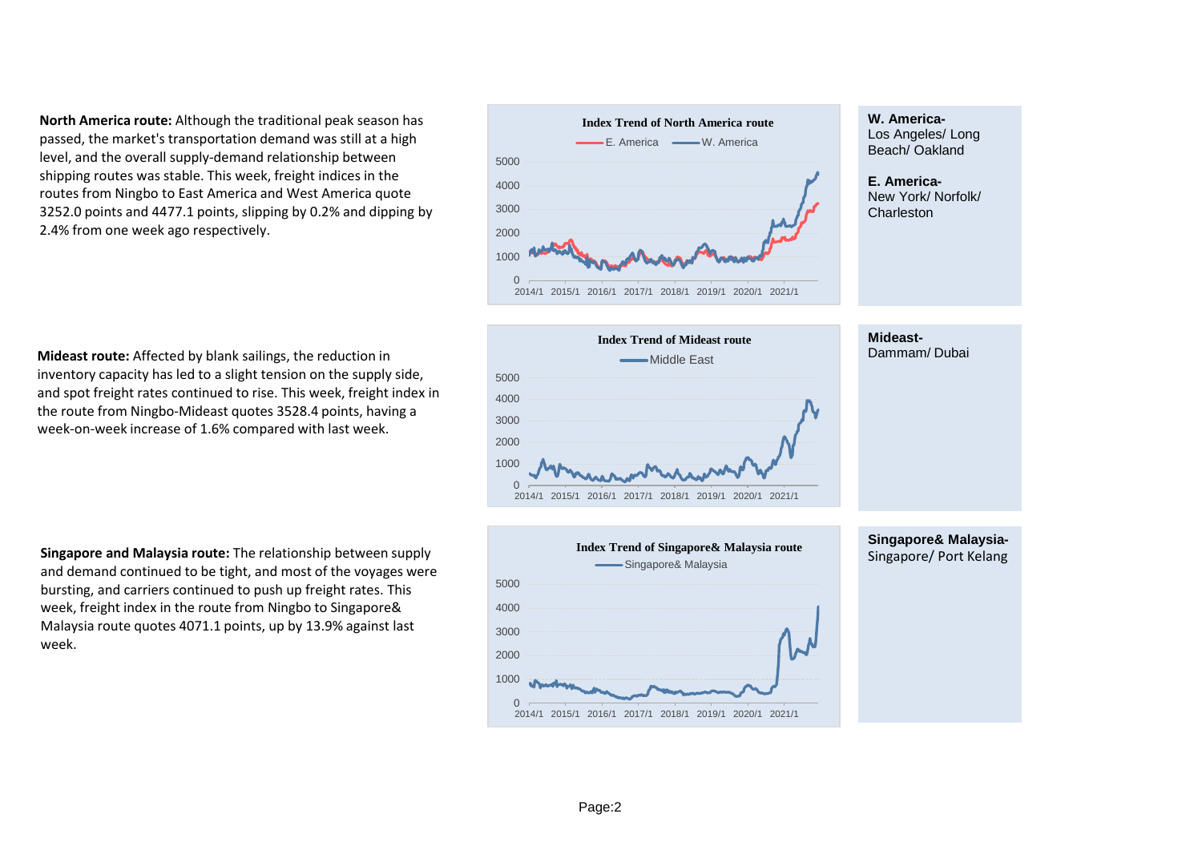**North America route:** Although the traditional peak season has passed, the market's transportation demand was still at a high level, and the overall supply-demand relationship between shipping routes was stable. This week, freight indices in the routes from Ningbo to East America and West America quote 3252.0 points and 4477.1 points, slipping by 0.2% and dipping by 2.4% from one week ago respectively.

Index Trend of North America route

E. America
W. America

5000
4000
3000
2000
1000
0

2014/1 2015/1 2016/1 2017/1 2018/1 2019/1 2020/1 2021/1

**W. America-**
Los Angeles/ Long Beach/ Oakland

**E. America-**
New York/ Norfolk/ Charleston

**Mideast route:** Affected by blank sailings, the reduction in inventory capacity has led to a slight tension on the supply side, and spot freight rates continued to rise. This week, freight index in the route from Ningbo-Mideast quotes 3528.4 points, having a week-on-week increase of 1.6% compared with last week.

Index Trend of Mideast route

Middle East

5000
4000
3000
2000
1000
0

2014/1 2015/1 2016/1 2017/1 2018/1 2019/1 2020/1 2021/1

**Mideast-**
Dammam/ Dubai

**Singapore and Malaysia route:** The relationship between supply and demand continued to be tight, and most of the voyages were bursting, and carriers continued to push up freight rates. This week, freight index in the route from Ningbo to Singapore& Malaysia route quotes 4071.1 points, up by 13.9% against last week.

Index Trend of Singapore& Malaysia route

Singapore& Malaysia

5000
4000
3000
2000
1000
0

2014/1 2015/1 2016/1 2017/1 2018/1 2019/1 2020/1 2021/1

**Singapore& Malaysia-**
Singapore/ Port Kelang